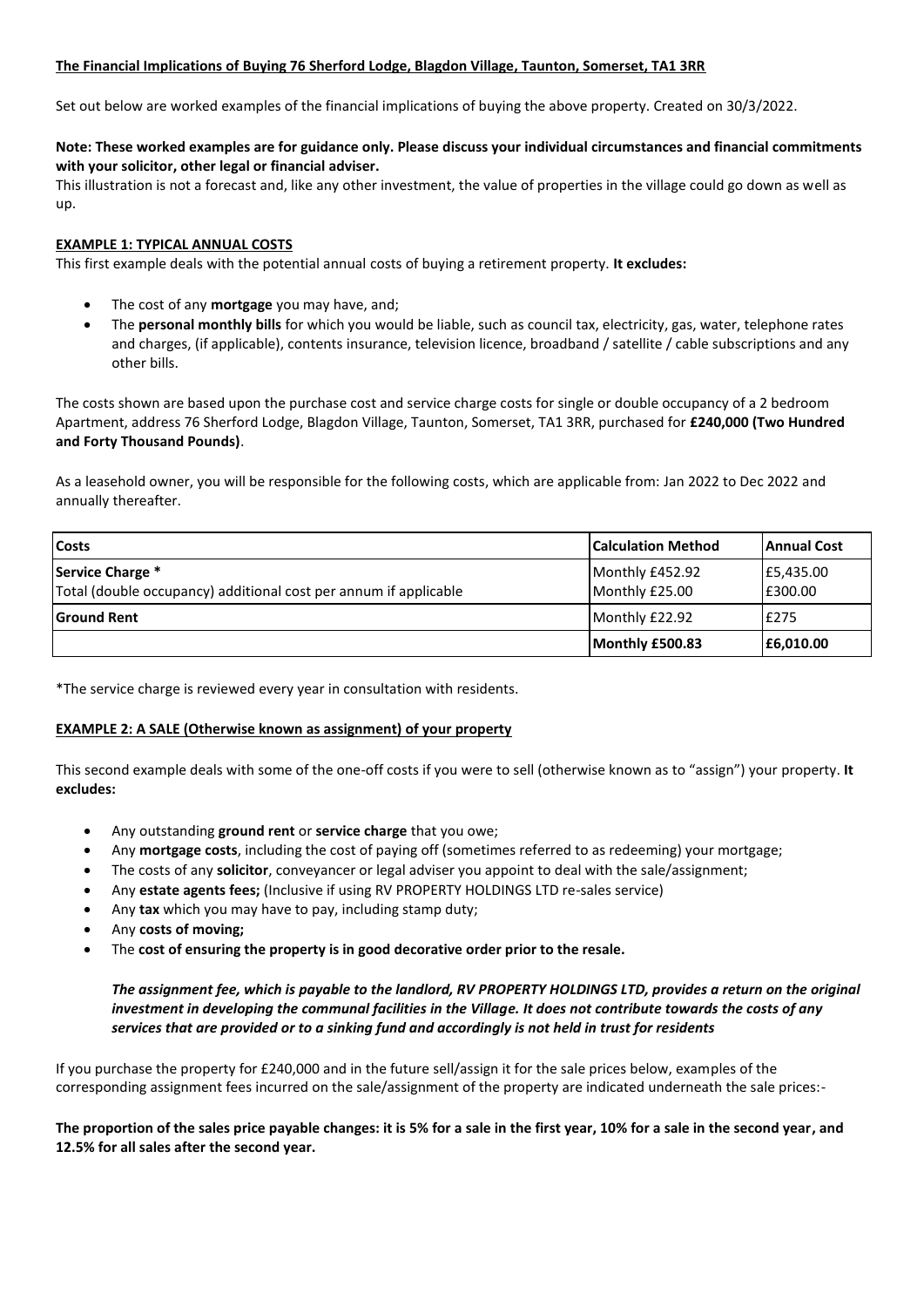**The Financial Implications of Buying 76 Sherford Lodge, Blagdon Village, Taunton, Somerset, TA1 3RR**

Set out below are worked examples of the financial implications of buying the above property. Created on 30/3/2022.

**Note: These worked examples are for guidance only. Please discuss your individual circumstances and financial commitments with your solicitor, other legal or financial adviser.**

This illustration is not a forecast and, like any other investment, the value of properties in the village could go down as well as up.

**EXAMPLE 1: TYPICAL ANNUAL COSTS**

This first example deals with the potential annual costs of buying a retirement property. **It excludes:**

- The cost of any **mortgage** you may have, and;
- The **personal monthly bills** for which you would be liable, such as council tax, electricity, gas, water, telephone rates and charges, (if applicable), contents insurance, television licence, broadband / satellite / cable subscriptions and any other bills.

The costs shown are based upon the purchase cost and service charge costs for single or double occupancy of a 2 bedroom Apartment, address 76 Sherford Lodge, Blagdon Village, Taunton, Somerset, TA1 3RR, purchased for **£240,000 (Two Hundred and Forty Thousand Pounds)**.

As a leasehold owner, you will be responsible for the following costs, which are applicable from: Jan 2022 to Dec 2022 and annually thereafter.

| **Costs** | **Calculation Method** | **Annual Cost** |
|---|---|---|
| **Service Charge** * | Monthly £452.92 | £5,435.00 |
| Total (double occupancy) additional cost per annum if applicable | Monthly £25.00 | £300.00 |
| **Ground Rent** | Monthly £22.92 | £275 |
| | **Monthly £500.83** | **£6,010.00** |

*The service charge is reviewed every year in consultation with residents.

**EXAMPLE 2: A SALE (Otherwise known as assignment) of your property**

This second example deals with some of the one-off costs if you were to sell (otherwise known as to "assign") your property. **It excludes:**

- Any outstanding **ground rent** or **service charge** that you owe;
- Any **mortgage costs**, including the cost of paying off (sometimes referred to as redeeming) your mortgage;
- The costs of any **solicitor**, conveyancer or legal adviser you appoint to deal with the sale/assignment;
- Any **estate agents fees;** (Inclusive if using RV PROPERTY HOLDINGS LTD re-sales service)
- Any **tax** which you may have to pay, including stamp duty;
- Any **costs of moving;**
- The **cost of ensuring the property is in good decorative order prior to the resale.**

***The assignment fee, which is payable to the landlord, RV PROPERTY HOLDINGS LTD, provides a return on the original investment in developing the communal facilities in the Village. It does not contribute towards the costs of any services that are provided or to a sinking fund and accordingly is not held in trust for residents***

If you purchase the property for £240,000 and in the future sell/assign it for the sale prices below, examples of the corresponding assignment fees incurred on the sale/assignment of the property are indicated underneath the sale prices:-

**The proportion of the sales price payable changes: it is 5% for a sale in the first year, 10% for a sale in the second year, and 12.5% for all sales after the second year.**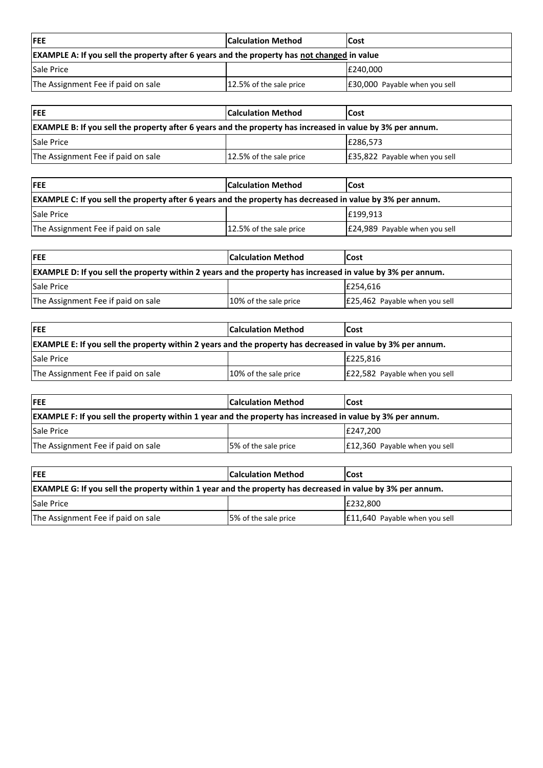| FEE | Calculation Method | Cost |
| --- | --- | --- |
| **EXAMPLE A: If you sell the property after 6 years and the property has not changed in value** | | |
| Sale Price | | £240,000 |
| The Assignment Fee if paid on sale | 12.5% of the sale price | £30,000 Payable when you sell |

| FEE | Calculation Method | Cost |
| --- | --- | --- |
| **EXAMPLE B: If you sell the property after 6 years and the property has increased in value by 3% per annum.** | | |
| Sale Price | | £286,573 |
| The Assignment Fee if paid on sale | 12.5% of the sale price | £35,822 Payable when you sell |

| FEE | Calculation Method | Cost |
| --- | --- | --- |
| **EXAMPLE C: If you sell the property after 6 years and the property has decreased in value by 3% per annum.** | | |
| Sale Price | | £199,913 |
| The Assignment Fee if paid on sale | 12.5% of the sale price | £24,989 Payable when you sell |

| FEE | Calculation Method | Cost |
| --- | --- | --- |
| **EXAMPLE D: If you sell the property within 2 years and the property has increased in value by 3% per annum.** | | |
| Sale Price | | £254,616 |
| The Assignment Fee if paid on sale | 10% of the sale price | £25,462 Payable when you sell |

| FEE | Calculation Method | Cost |
| --- | --- | --- |
| **EXAMPLE E: If you sell the property within 2 years and the property has decreased in value by 3% per annum.** | | |
| Sale Price | | £225,816 |
| The Assignment Fee if paid on sale | 10% of the sale price | £22,582 Payable when you sell |

| FEE | Calculation Method | Cost |
| --- | --- | --- |
| **EXAMPLE F: If you sell the property within 1 year and the property has increased in value by 3% per annum.** | | |
| Sale Price | | £247,200 |
| The Assignment Fee if paid on sale | 5% of the sale price | £12,360 Payable when you sell |

| FEE | Calculation Method | Cost |
| --- | --- | --- |
| **EXAMPLE G: If you sell the property within 1 year and the property has decreased in value by 3% per annum.** | | |
| Sale Price | | £232,800 |
| The Assignment Fee if paid on sale | 5% of the sale price | £11,640 Payable when you sell |